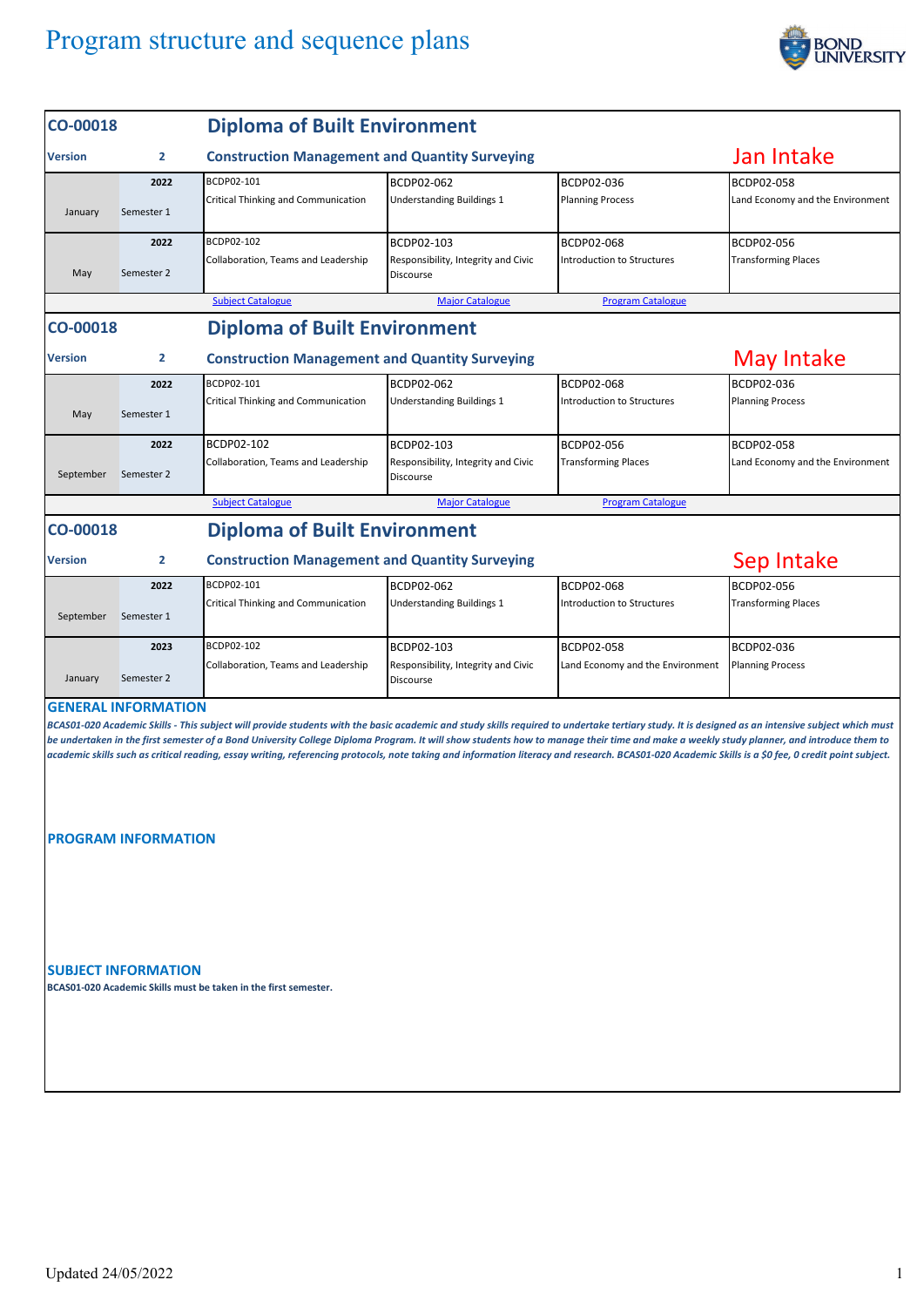# Program structure and sequence plans

## CO-00018 Diploma of Built Environment

**Version** 2 — **Construction Management and Quality Surveying** — Jan Intake

| | | | | | |
|---|---|---|---|---|---|
| January | 2022 Semester 1 | BCDP02-101 Critical Thinking and Communication | BCDP02-062 Understanding Buildings 1 | BCDP02-036 Planning Process | BCDP02-058 Land Economy and the Environment |
| May | 2022 Semester 2 | BCDP02-102 Collaboration, Teams and Leadership | BCDP02-103 Responsibility, Integrity and Civic Discourse | BCDP02-068 Introduction to Structures | BCDP02-056 Transforming Places |

Subject Catalogue | Major Catalogue | Program Catalogue

## CO-00018 Diploma of Built Environment

**Version** 2 — **Construction Management and Quantity Surveying** — May Intake

| | | | | | |
|---|---|---|---|---|---|
| May | 2022 Semester 1 | BCDP02-101 Critical Thinking and Communication | BCDP02-062 Understanding Buildings 1 | BCDP02-068 Introduction to Structures | BCDP02-036 Planning Process |
| September | 2022 Semester 2 | BCDP02-102 Collaboration, Teams and Leadership | BCDP02-103 Responsibility, Integrity and Civic Discourse | BCDP02-056 Transforming Places | BCDP02-058 Land Economy and the Environment |

Subject Catalogue | Major Catalogue | Program Catalogue

## CO-00018 Diploma of Built Environment

**Version** 2 — **Construction Management and Quantity Surveying** — Sep Intake

| | | | | | |
|---|---|---|---|---|---|
| September | 2022 Semester 1 | BCDP02-101 Critical Thinking and Communication | BCDP02-062 Understanding Buildings 1 | BCDP02-068 Introduction to Structures | BCDP02-056 Transforming Places |
| January | 2023 Semester 2 | BCDP02-102 Collaboration, Teams and Leadership | BCDP02-103 Responsibility, Integrity and Civic Discourse | BCDP02-058 Land Economy and the Environment | BCDP02-036 Planning Process |

### GENERAL INFORMATION

*BCAS01-020 Academic Skills - This subject will provide students with the basic academic and study skills required to undertake tertiary study. It is designed as an intensive subject which must be undertaken in the first semester of a Bond University College Diploma Program. It will show students how to manage their time and make a weekly study planner, and introduce them to academic skills such as critical reading, essay writing, referencing protocols, note taking and information literacy and research. BCAS01-020 Academic Skills is a $0 fee, 0 credit point subject.*

### PROGRAM INFORMATION

### SUBJECT INFORMATION

**BCAS01-020 Academic Skills must be taken in the first semester.**

Updated 24/05/2022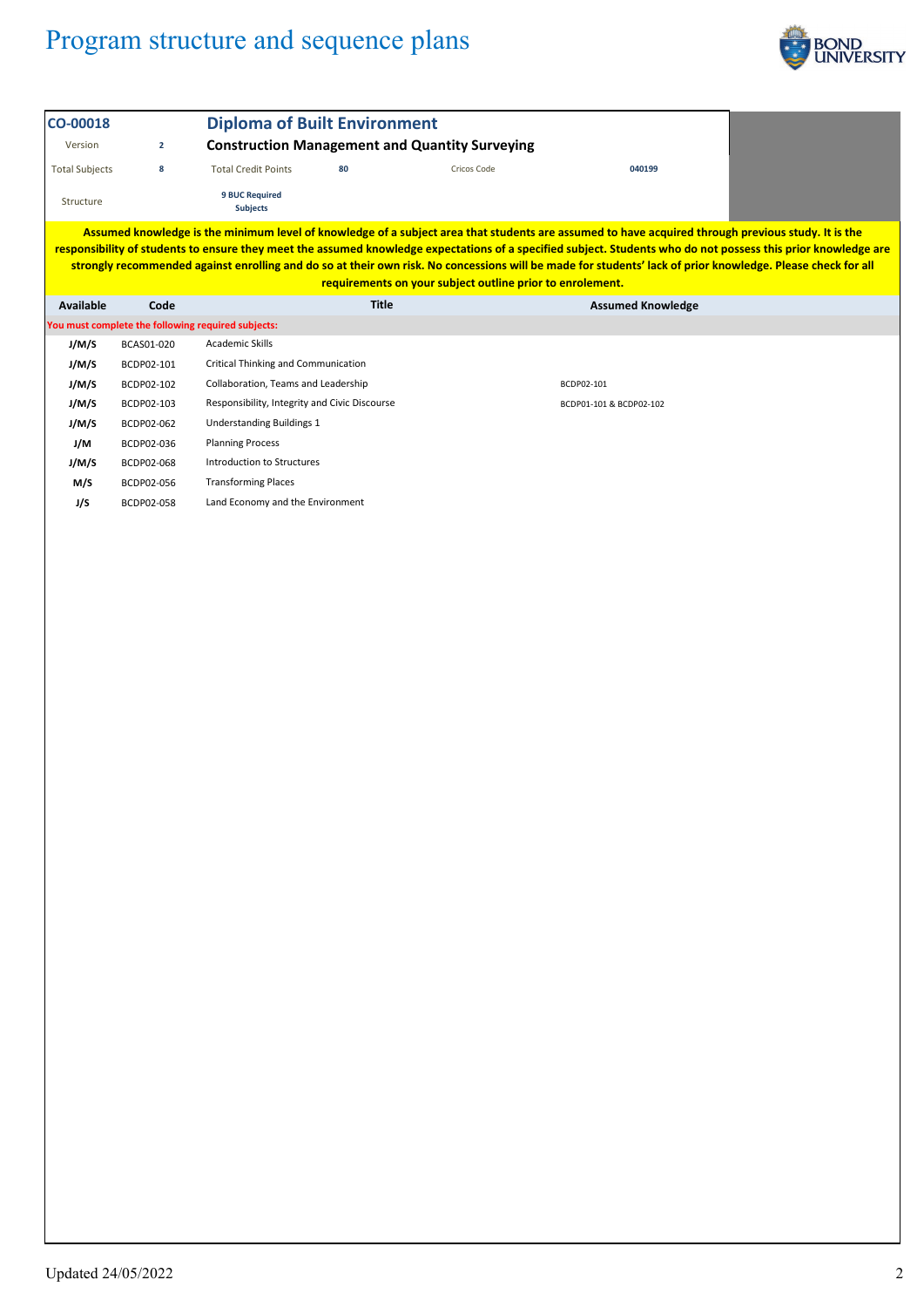# Program structure and sequence plans

| CO-00018 | | Diploma of Built Environment | | | |
|---|---|---|---|---|---|
| Version | 2 | Construction Management and Quantity Surveying | | | |
| Total Subjects | 8 | Total Credit Points | 80 | Cricos Code | 040199 |
| Structure | | 9 BUC Required Subjects | | | |

**Assumed knowledge is the minimum level of knowledge of a subject area that students are assumed to have acquired through previous study. It is the responsibility of students to ensure they meet the assumed knowledge expectations of a specified subject. Students who do not possess this prior knowledge are strongly recommended against enrolling and do so at their own risk. No concessions will be made for students' lack of prior knowledge. Please check for all requirements on your subject outline prior to enrolement.**

| Available | Code | Title | Assumed Knowledge |
|---|---|---|---|
| **You must complete the following required subjects:** | | | |
| J/M/S | BCAS01-020 | Academic Skills | |
| J/M/S | BCDP02-101 | Critical Thinking and Communication | |
| J/M/S | BCDP02-102 | Collaboration, Teams and Leadership | BCDP02-101 |
| J/M/S | BCDP02-103 | Responsibility, Integrity and Civic Discourse | BCDP01-101 & BCDP02-102 |
| J/M/S | BCDP02-062 | Understanding Buildings 1 | |
| J/M | BCDP02-036 | Planning Process | |
| J/M/S | BCDP02-068 | Introduction to Structures | |
| M/S | BCDP02-056 | Transforming Places | |
| J/S | BCDP02-058 | Land Economy and the Environment | |

Updated 24/05/2022